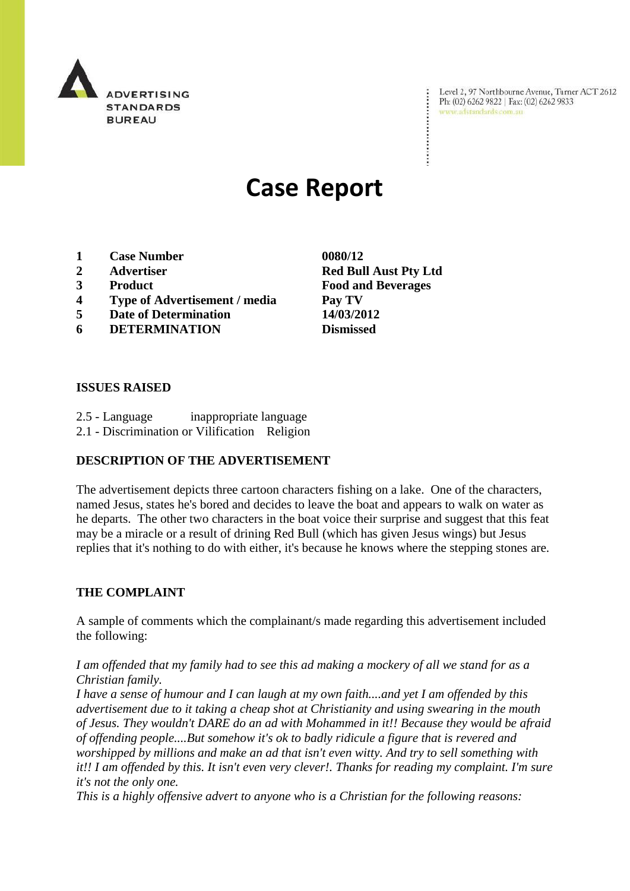ADVERTISING STANDARDS BUREAU

Level 2, 97 Northbourne Avenue, Turner ACT 2612
Ph: (02) 6262 9822 | Fax: (02) 6262 9833
www.adstandards.com.au

# Case Report

| | | |
|---|---|---|
| 1 | **Case Number** | **0080/12** |
| 2 | **Advertiser** | **Red Bull Aust Pty Ltd** |
| 3 | **Product** | **Food and Beverages** |
| 4 | **Type of Advertisement / media** | **Pay TV** |
| 5 | **Date of Determination** | **14/03/2012** |
| 6 | **DETERMINATION** | **Dismissed** |

## ISSUES RAISED

2.5 - Language inappropriate language
2.1 - Discrimination or Vilification Religion

## DESCRIPTION OF THE ADVERTISEMENT

The advertisement depicts three cartoon characters fishing on a lake. One of the characters, named Jesus, states he's bored and decides to leave the boat and appears to walk on water as he departs. The other two characters in the boat voice their surprise and suggest that this feat may be a miracle or a result of drining Red Bull (which has given Jesus wings) but Jesus replies that it's nothing to do with either, it's because he knows where the stepping stones are.

## THE COMPLAINT

A sample of comments which the complainant/s made regarding this advertisement included the following:

*I am offended that my family had to see this ad making a mockery of all we stand for as a Christian family.*
*I have a sense of humour and I can laugh at my own faith....and yet I am offended by this advertisement due to it taking a cheap shot at Christianity and using swearing in the mouth of Jesus. They wouldn't DARE do an ad with Mohammed in it!! Because they would be afraid of offending people....But somehow it's ok to badly ridicule a figure that is revered and worshipped by millions and make an ad that isn't even witty. And try to sell something with it!! I am offended by this. It isn't even very clever!. Thanks for reading my complaint. I'm sure it's not the only one.*
*This is a highly offensive advert to anyone who is a Christian for the following reasons:*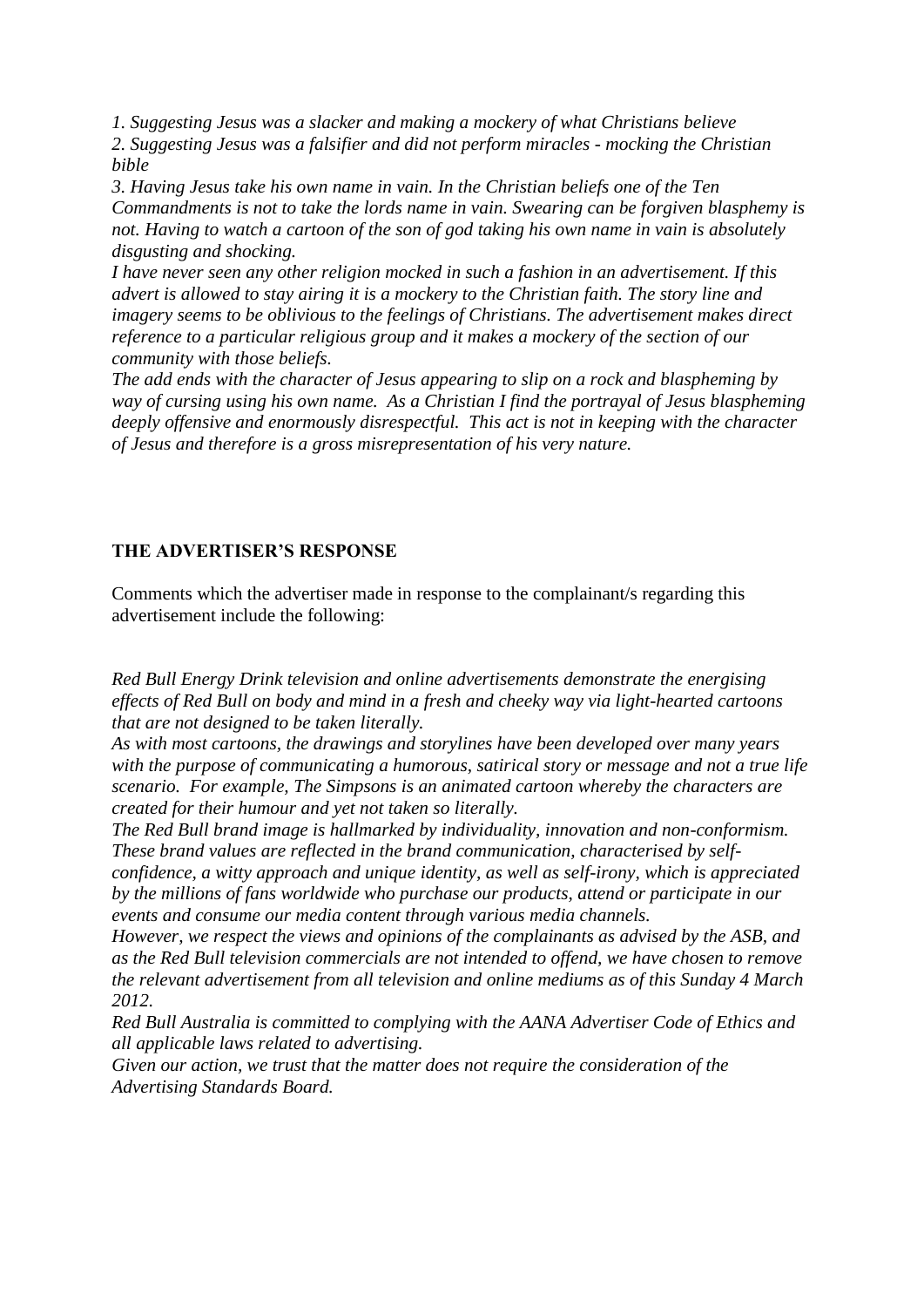*1. Suggesting Jesus was a slacker and making a mockery of what Christians believe*
*2. Suggesting Jesus was a falsifier and did not perform miracles - mocking the Christian bible*
*3. Having Jesus take his own name in vain. In the Christian beliefs one of the Ten Commandments is not to take the lords name in vain. Swearing can be forgiven blasphemy is not. Having to watch a cartoon of the son of god taking his own name in vain is absolutely disgusting and shocking.*
*I have never seen any other religion mocked in such a fashion in an advertisement. If this advert is allowed to stay airing it is a mockery to the Christian faith. The story line and imagery seems to be oblivious to the feelings of Christians. The advertisement makes direct reference to a particular religious group and it makes a mockery of the section of our community with those beliefs.*
*The add ends with the character of Jesus appearing to slip on a rock and blaspheming by way of cursing using his own name. As a Christian I find the portrayal of Jesus blaspheming deeply offensive and enormously disrespectful. This act is not in keeping with the character of Jesus and therefore is a gross misrepresentation of his very nature.*

**THE ADVERTISER'S RESPONSE**

Comments which the advertiser made in response to the complainant/s regarding this advertisement include the following:

*Red Bull Energy Drink television and online advertisements demonstrate the energising effects of Red Bull on body and mind in a fresh and cheeky way via light-hearted cartoons that are not designed to be taken literally.*
*As with most cartoons, the drawings and storylines have been developed over many years with the purpose of communicating a humorous, satirical story or message and not a true life scenario. For example, The Simpsons is an animated cartoon whereby the characters are created for their humour and yet not taken so literally.*
*The Red Bull brand image is hallmarked by individuality, innovation and non-conformism. These brand values are reflected in the brand communication, characterised by self-confidence, a witty approach and unique identity, as well as self-irony, which is appreciated by the millions of fans worldwide who purchase our products, attend or participate in our events and consume our media content through various media channels.*
*However, we respect the views and opinions of the complainants as advised by the ASB, and as the Red Bull television commercials are not intended to offend, we have chosen to remove the relevant advertisement from all television and online mediums as of this Sunday 4 March 2012.*
*Red Bull Australia is committed to complying with the AANA Advertiser Code of Ethics and all applicable laws related to advertising.*
*Given our action, we trust that the matter does not require the consideration of the Advertising Standards Board.*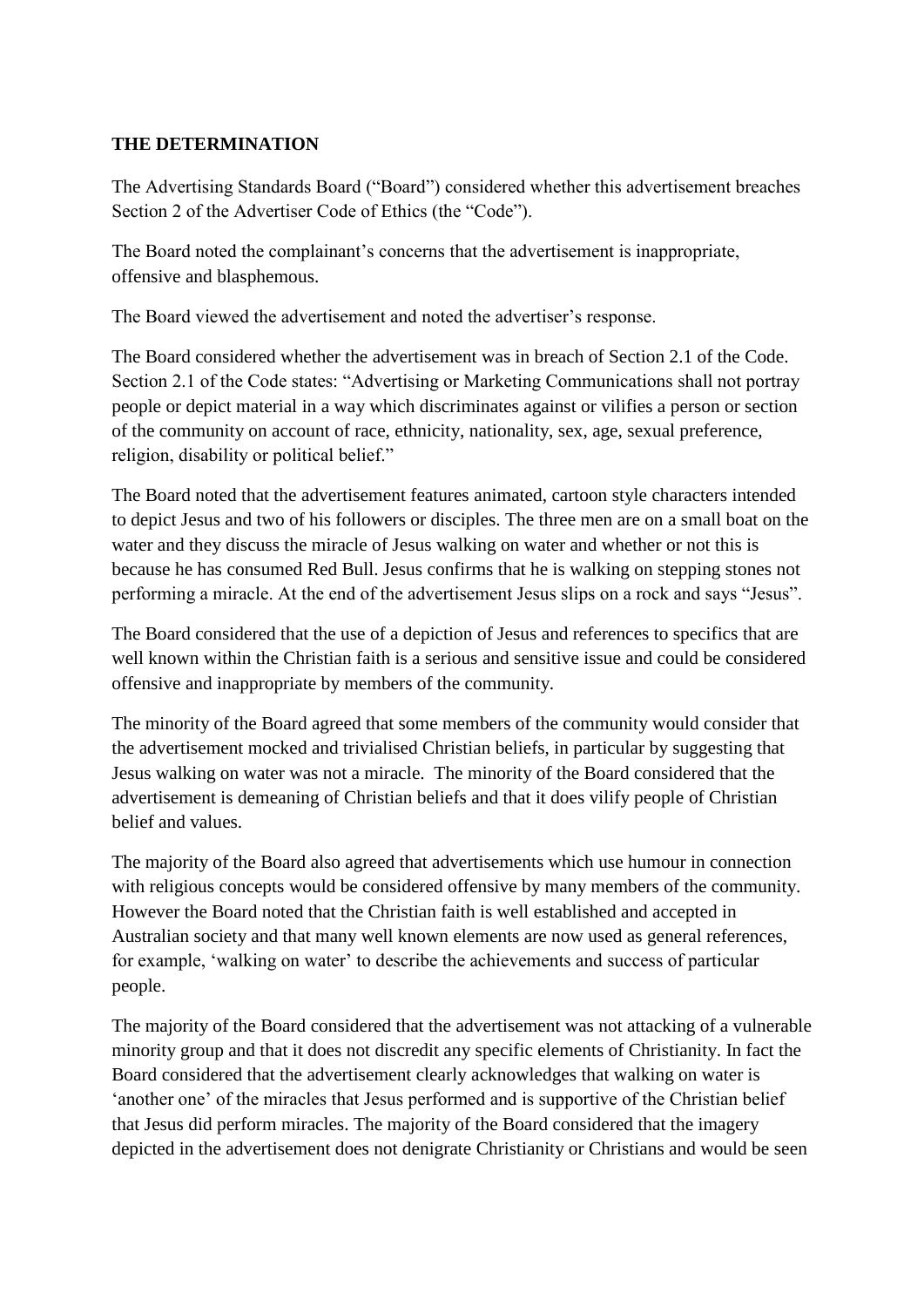**THE DETERMINATION**

The Advertising Standards Board ("Board") considered whether this advertisement breaches Section 2 of the Advertiser Code of Ethics (the "Code").

The Board noted the complainant's concerns that the advertisement is inappropriate, offensive and blasphemous.

The Board viewed the advertisement and noted the advertiser's response.

The Board considered whether the advertisement was in breach of Section 2.1 of the Code. Section 2.1 of the Code states: "Advertising or Marketing Communications shall not portray people or depict material in a way which discriminates against or vilifies a person or section of the community on account of race, ethnicity, nationality, sex, age, sexual preference, religion, disability or political belief."

The Board noted that the advertisement features animated, cartoon style characters intended to depict Jesus and two of his followers or disciples. The three men are on a small boat on the water and they discuss the miracle of Jesus walking on water and whether or not this is because he has consumed Red Bull. Jesus confirms that he is walking on stepping stones not performing a miracle. At the end of the advertisement Jesus slips on a rock and says "Jesus".

The Board considered that the use of a depiction of Jesus and references to specifics that are well known within the Christian faith is a serious and sensitive issue and could be considered offensive and inappropriate by members of the community.

The minority of the Board agreed that some members of the community would consider that the advertisement mocked and trivialised Christian beliefs, in particular by suggesting that Jesus walking on water was not a miracle. The minority of the Board considered that the advertisement is demeaning of Christian beliefs and that it does vilify people of Christian belief and values.

The majority of the Board also agreed that advertisements which use humour in connection with religious concepts would be considered offensive by many members of the community. However the Board noted that the Christian faith is well established and accepted in Australian society and that many well known elements are now used as general references, for example, 'walking on water' to describe the achievements and success of particular people.

The majority of the Board considered that the advertisement was not attacking of a vulnerable minority group and that it does not discredit any specific elements of Christianity. In fact the Board considered that the advertisement clearly acknowledges that walking on water is 'another one' of the miracles that Jesus performed and is supportive of the Christian belief that Jesus did perform miracles. The majority of the Board considered that the imagery depicted in the advertisement does not denigrate Christianity or Christians and would be seen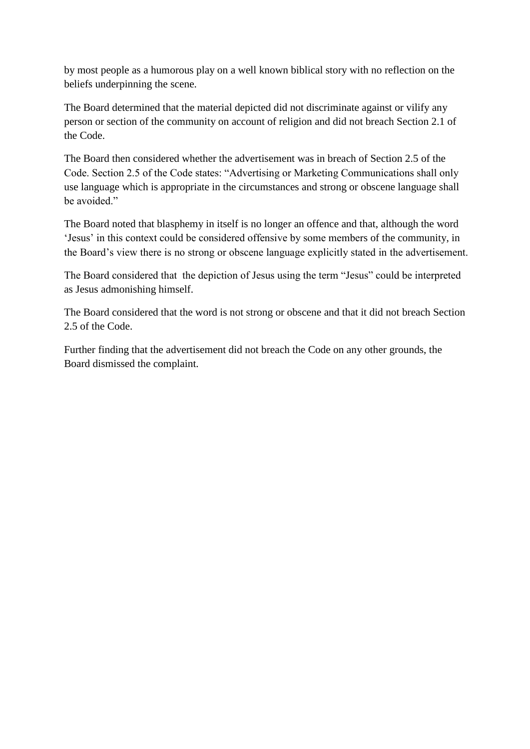by most people as a humorous play on a well known biblical story with no reflection on the beliefs underpinning the scene.

The Board determined that the material depicted did not discriminate against or vilify any person or section of the community on account of religion and did not breach Section 2.1 of the Code.

The Board then considered whether the advertisement was in breach of Section 2.5 of the Code. Section 2.5 of the Code states: "Advertising or Marketing Communications shall only use language which is appropriate in the circumstances and strong or obscene language shall be avoided."

The Board noted that blasphemy in itself is no longer an offence and that, although the word 'Jesus' in this context could be considered offensive by some members of the community, in the Board's view there is no strong or obscene language explicitly stated in the advertisement.

The Board considered that the depiction of Jesus using the term "Jesus" could be interpreted as Jesus admonishing himself.

The Board considered that the word is not strong or obscene and that it did not breach Section 2.5 of the Code.

Further finding that the advertisement did not breach the Code on any other grounds, the Board dismissed the complaint.